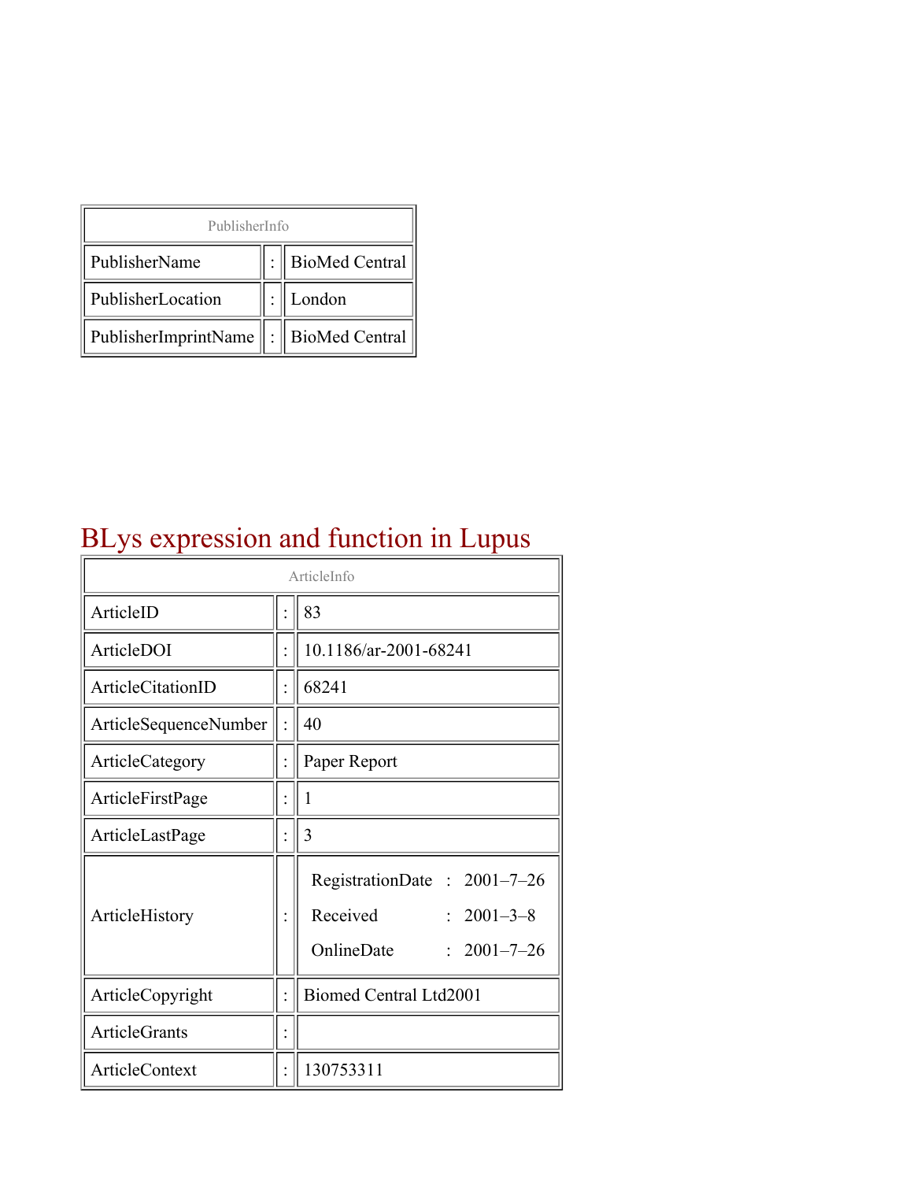| PublisherInfo | | |
|---|---|---|
| PublisherName | : | BioMed Central |
| PublisherLocation | : | London |
| PublisherImprintName | : | BioMed Central |

# BLys expression and function in Lupus

| ArticleInfo | | |
|---|---|---|
| ArticleID | : | 83 |
| ArticleDOI | : | 10.1186/ar-2001-68241 |
| ArticleCitationID | : | 68241 |
| ArticleSequenceNumber | : | 40 |
| ArticleCategory | : | Paper Report |
| ArticleFirstPage | : | 1 |
| ArticleLastPage | : | 3 |
| ArticleHistory | : | RegistrationDate : 2001–7–26<br>Received : 2001–3–8<br>OnlineDate : 2001–7–26 |
| ArticleCopyright | : | Biomed Central Ltd2001 |
| ArticleGrants | : | |
| ArticleContext | : | 130753311 |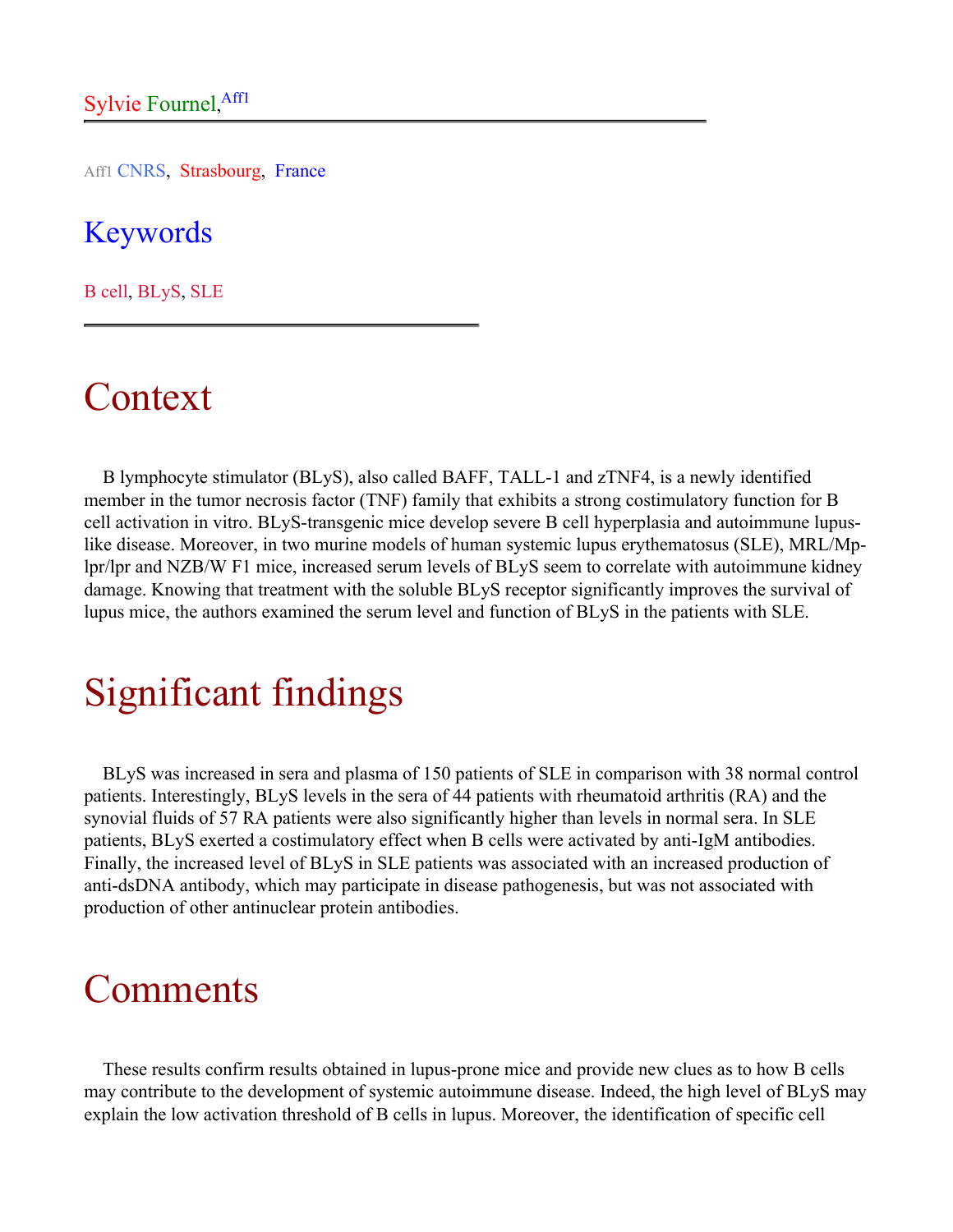Sylvie Fournel,[Aff1]

[Aff1] CNRS, Strasbourg, France

## Keywords

B cell, BLyS, SLE

# Context

B lymphocyte stimulator (BLyS), also called BAFF, TALL-1 and zTNF4, is a newly identified member in the tumor necrosis factor (TNF) family that exhibits a strong costimulatory function for B cell activation in vitro. BLyS-transgenic mice develop severe B cell hyperplasia and autoimmune lupus-like disease. Moreover, in two murine models of human systemic lupus erythematosus (SLE), MRL/Mp-lpr/lpr and NZB/W F1 mice, increased serum levels of BLyS seem to correlate with autoimmune kidney damage. Knowing that treatment with the soluble BLyS receptor significantly improves the survival of lupus mice, the authors examined the serum level and function of BLyS in the patients with SLE.

# Significant findings

BLyS was increased in sera and plasma of 150 patients of SLE in comparison with 38 normal control patients. Interestingly, BLyS levels in the sera of 44 patients with rheumatoid arthritis (RA) and the synovial fluids of 57 RA patients were also significantly higher than levels in normal sera. In SLE patients, BLyS exerted a costimulatory effect when B cells were activated by anti-IgM antibodies. Finally, the increased level of BLyS in SLE patients was associated with an increased production of anti-dsDNA antibody, which may participate in disease pathogenesis, but was not associated with production of other antinuclear protein antibodies.

# Comments

These results confirm results obtained in lupus-prone mice and provide new clues as to how B cells may contribute to the development of systemic autoimmune disease. Indeed, the high level of BLyS may explain the low activation threshold of B cells in lupus. Moreover, the identification of specific cell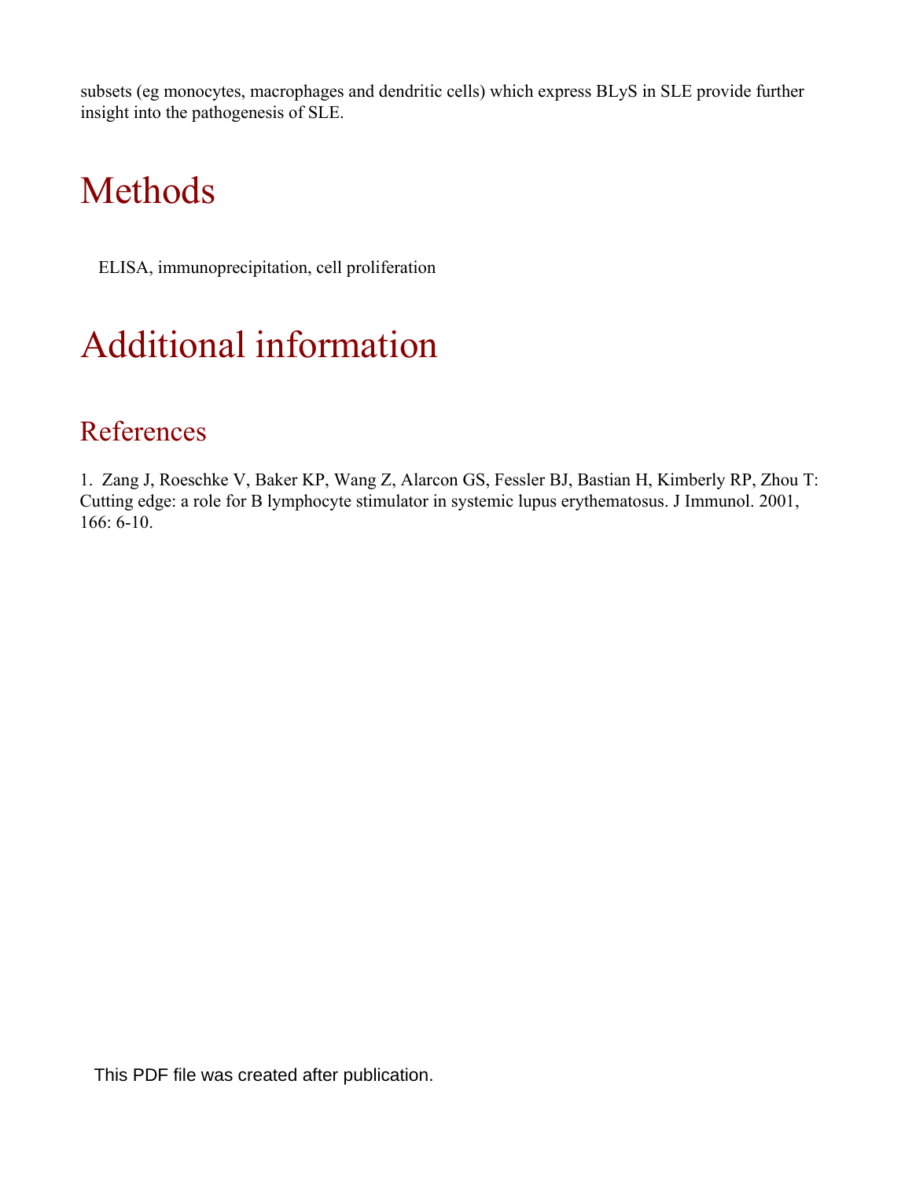subsets (eg monocytes, macrophages and dendritic cells) which express BLyS in SLE provide further insight into the pathogenesis of SLE.

# Methods

ELISA, immunoprecipitation, cell proliferation

# Additional information

## References

1. Zang J, Roeschke V, Baker KP, Wang Z, Alarcon GS, Fessler BJ, Bastian H, Kimberly RP, Zhou T: Cutting edge: a role for B lymphocyte stimulator in systemic lupus erythematosus. J Immunol. 2001, 166: 6-10.

This PDF file was created after publication.